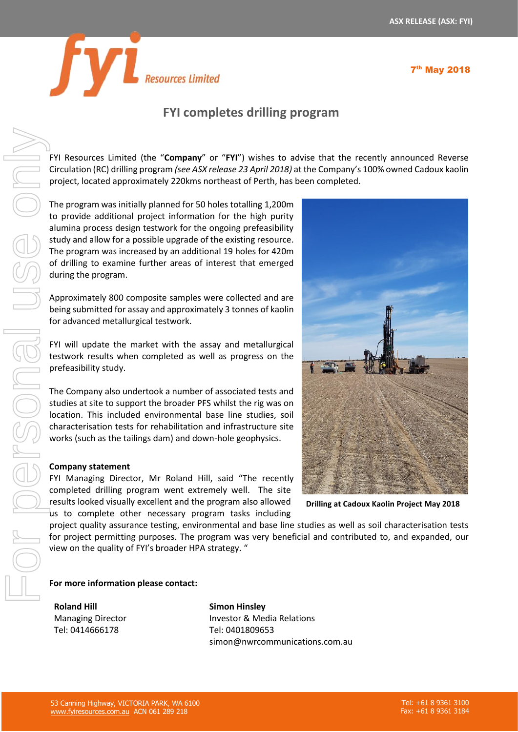ASX RELEASE (ASX: FYI)

7th May 2018

# FYI completes drilling program

FYI Resources Limited (the "**Company**" or "**FYI**") wishes to advise that the recently announced Reverse Circulation (RC) drilling program *(see ASX release 23 April 2018)* at the Company's 100% owned Cadoux kaolin project, located approximately 220kms northeast of Perth, has been completed.

The program was initially planned for 50 holes totalling 1,200m to provide additional project information for the high purity alumina process design testwork for the ongoing prefeasibility study and allow for a possible upgrade of the existing resource. The program was increased by an additional 19 holes for 420m of drilling to examine further areas of interest that emerged during the program.

Approximately 800 composite samples were collected and are being submitted for assay and approximately 3 tonnes of kaolin for advanced metallurgical testwork.

FYI will update the market with the assay and metallurgical testwork results when completed as well as progress on the prefeasibility study.

The Company also undertook a number of associated tests and studies at site to support the broader PFS whilst the rig was on location. This included environmental base line studies, soil characterisation tests for rehabilitation and infrastructure site works (such as the tailings dam) and down-hole geophysics.

**Drilling at Cadoux Kaolin Project May 2018**

**Company statement**

FYI Managing Director, Mr Roland Hill, said "The recently completed drilling program went extremely well. The site results looked visually excellent and the program also allowed us to complete other necessary program tasks including project quality assurance testing, environmental and base line studies as well as soil characterisation tests for project permitting purposes. The program was very beneficial and contributed to, and expanded, our view on the quality of FYI's broader HPA strategy. "

**For more information please contact:**

**Roland Hill**
Managing Director
Tel: 0414666178

**Simon Hinsley**
Investor & Media Relations
Tel: 0401809653
simon@nwrcommunications.com.au

53 Canning Highway, VICTORIA PARK, WA 6100
www.fyiresources.com.au ACN 061 289 218

Tel: +61 8 9361 3100
Fax: +61 8 9361 3184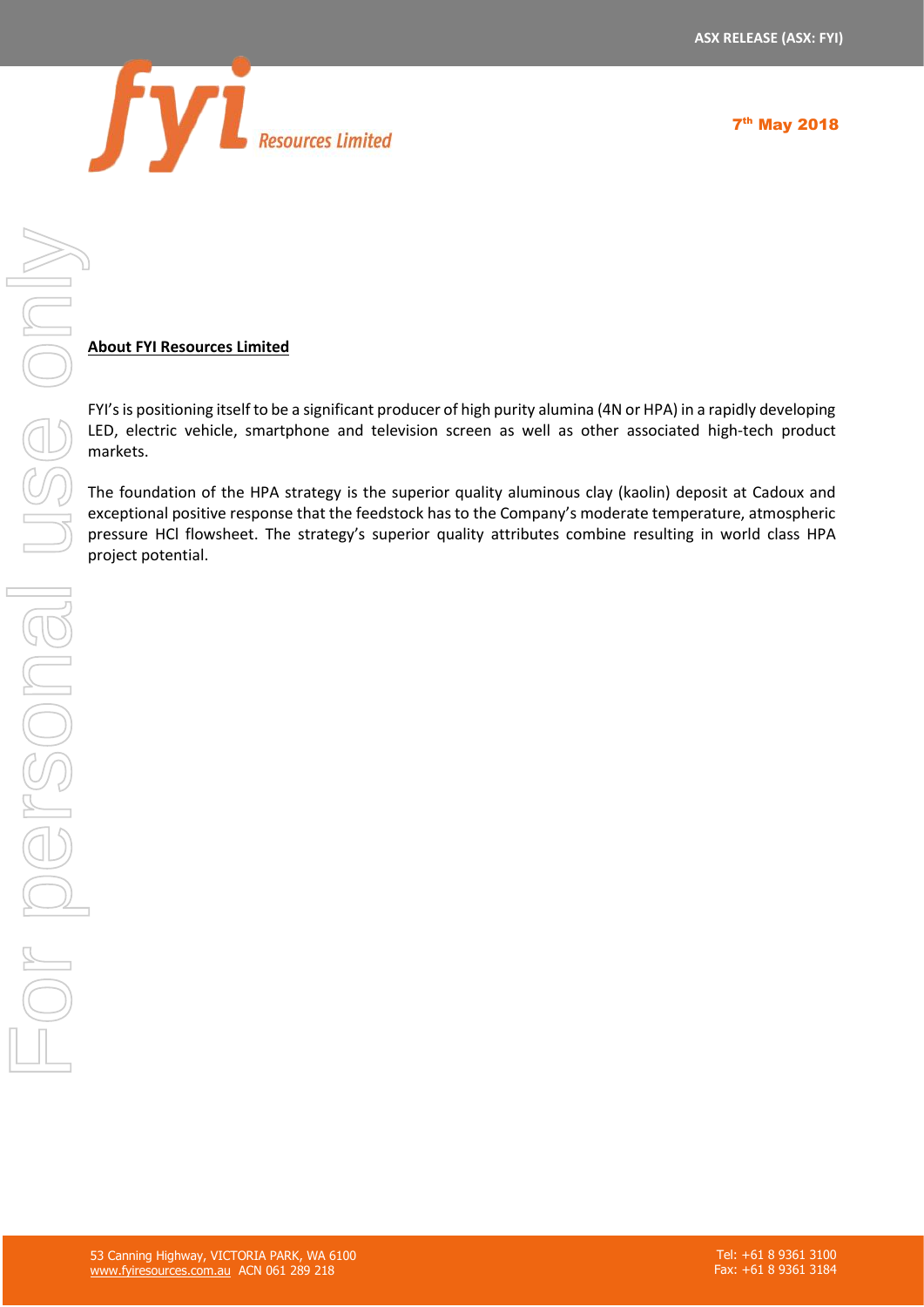## About FYI Resources Limited

FYI's is positioning itself to be a significant producer of high purity alumina (4N or HPA) in a rapidly developing LED, electric vehicle, smartphone and television screen as well as other associated high-tech product markets.

The foundation of the HPA strategy is the superior quality aluminous clay (kaolin) deposit at Cadoux and exceptional positive response that the feedstock has to the Company's moderate temperature, atmospheric pressure HCl flowsheet. The strategy's superior quality attributes combine resulting in world class HPA project potential.